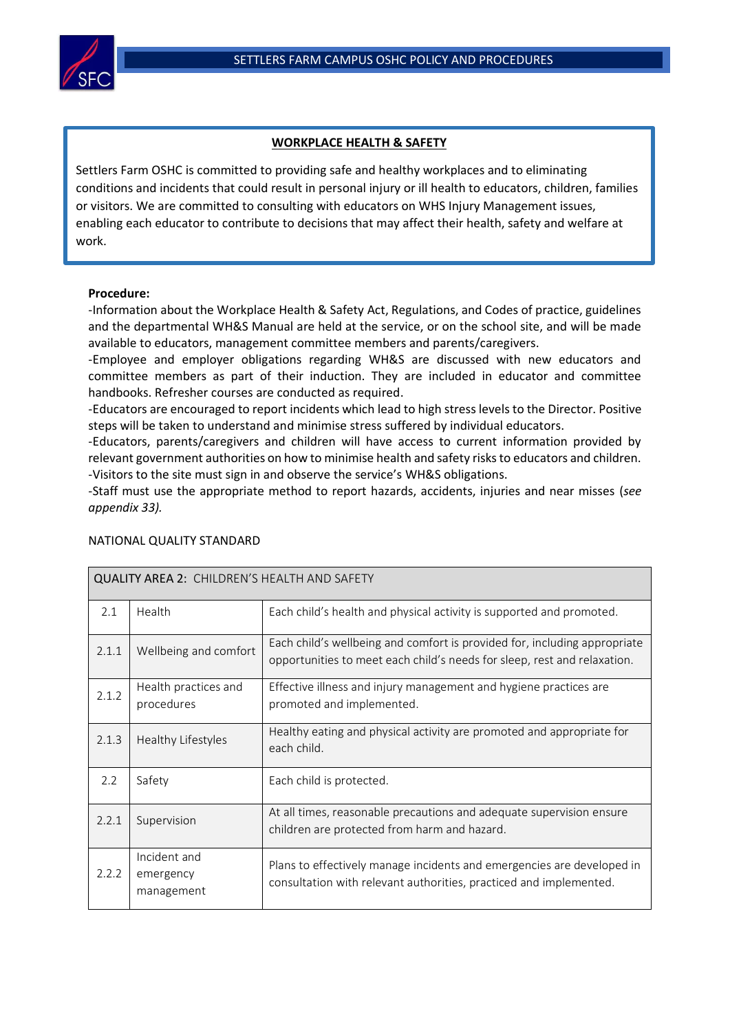## WORKPLACE HEALTH & SAFETY

Settlers Farm OSHC is committed to providing safe and healthy workplaces and to eliminating conditions and incidents that could result in personal injury or ill health to educators, children, families or visitors. We are committed to consulting with educators on WHS Injury Management issues, enabling each educator to contribute to decisions that may affect their health, safety and welfare at work.

**Procedure:**

-Information about the Workplace Health & Safety Act, Regulations, and Codes of practice, guidelines and the departmental WH&S Manual are held at the service, or on the school site, and will be made available to educators, management committee members and parents/caregivers.

-Employee and employer obligations regarding WH&S are discussed with new educators and committee members as part of their induction. They are included in educator and committee handbooks. Refresher courses are conducted as required.

-Educators are encouraged to report incidents which lead to high stress levels to the Director. Positive steps will be taken to understand and minimise stress suffered by individual educators.

-Educators, parents/caregivers and children will have access to current information provided by relevant government authorities on how to minimise health and safety risks to educators and children.

-Visitors to the site must sign in and observe the service's WH&S obligations.

-Staff must use the appropriate method to report hazards, accidents, injuries and near misses (*see appendix 33).*

NATIONAL QUALITY STANDARD

| QUALITY AREA 2: CHILDREN'S HEALTH AND SAFETY | | |
|---|---|---|
| 2.1 | Health | Each child's health and physical activity is supported and promoted. |
| 2.1.1 | Wellbeing and comfort | Each child's wellbeing and comfort is provided for, including appropriate opportunities to meet each child's needs for sleep, rest and relaxation. |
| 2.1.2 | Health practices and procedures | Effective illness and injury management and hygiene practices are promoted and implemented. |
| 2.1.3 | Healthy Lifestyles | Healthy eating and physical activity are promoted and appropriate for each child. |
| 2.2 | Safety | Each child is protected. |
| 2.2.1 | Supervision | At all times, reasonable precautions and adequate supervision ensure children are protected from harm and hazard. |
| 2.2.2 | Incident and emergency management | Plans to effectively manage incidents and emergencies are developed in consultation with relevant authorities, practiced and implemented. |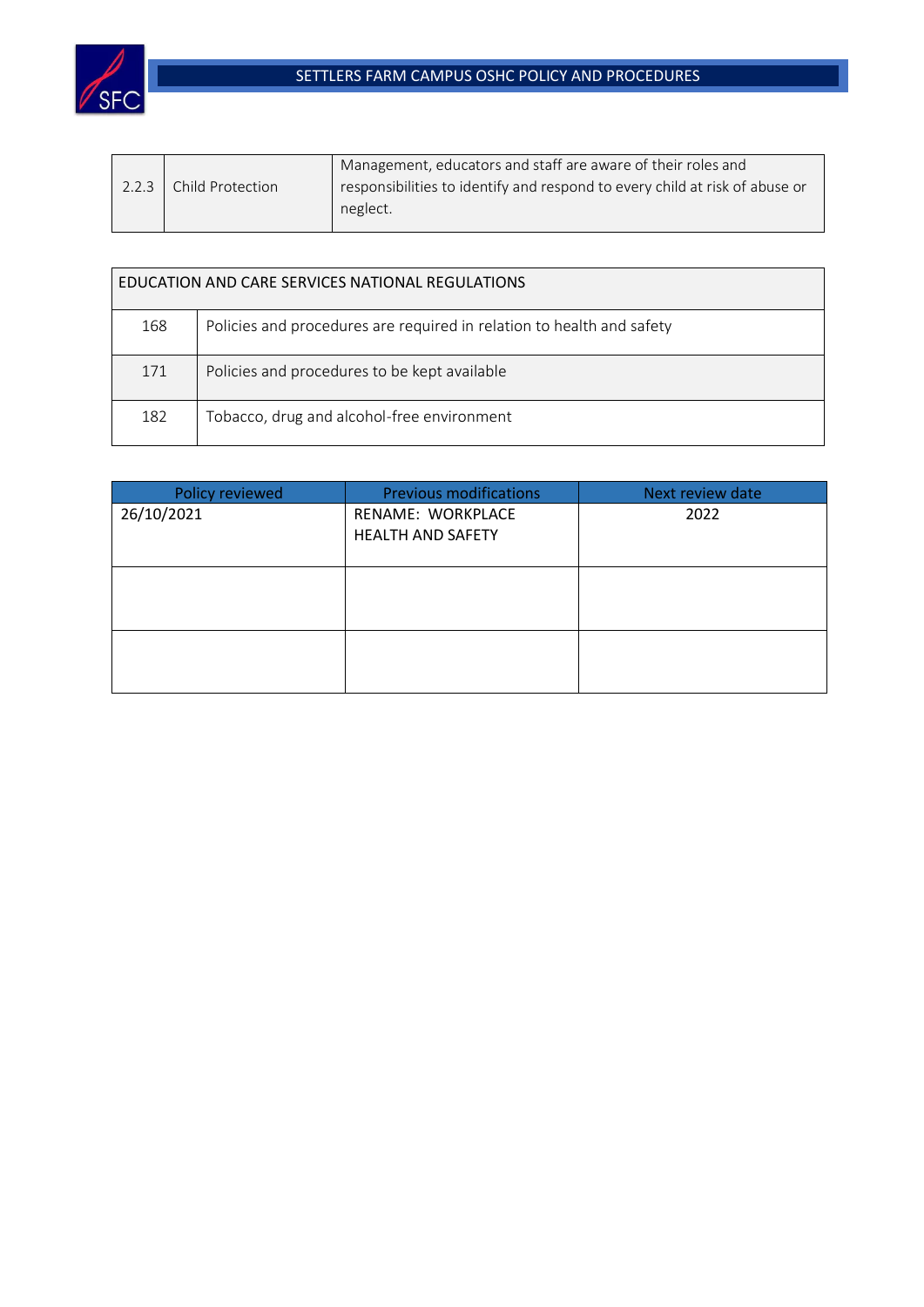| | | |
|---|---|---|
| 2.2.3 | Child Protection | Management, educators and staff are aware of their roles and responsibilities to identify and respond to every child at risk of abuse or neglect. |

| EDUCATION AND CARE SERVICES NATIONAL REGULATIONS | |
|---|---|
| 168 | Policies and procedures are required in relation to health and safety |
| 171 | Policies and procedures to be kept available |
| 182 | Tobacco, drug and alcohol-free environment |

| Policy reviewed | Previous modifications | Next review date |
|---|---|---|
| 26/10/2021 | RENAME: WORKPLACE HEALTH AND SAFETY | 2022 |
| | | |
| | | |